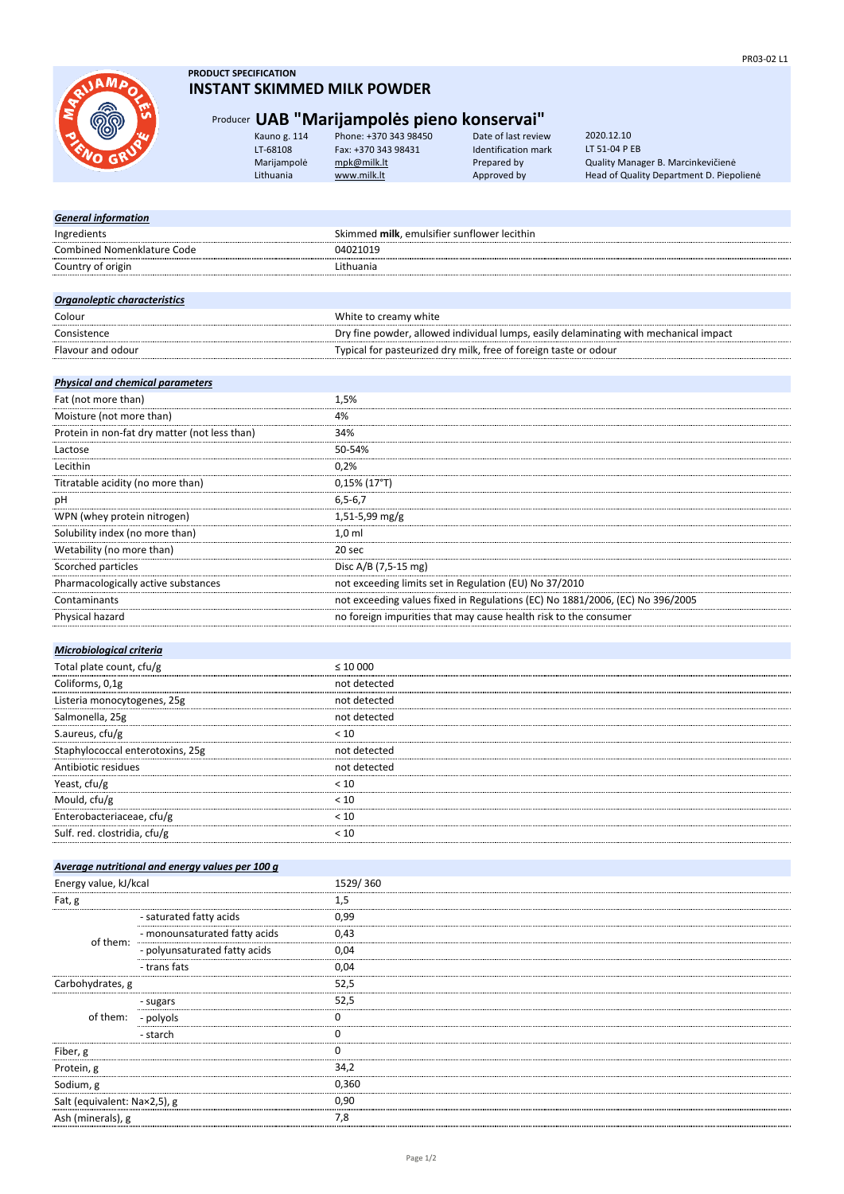**PRODUCT SPECIFICATION**

# INSTANT SKIMMED MILK POWDER

Producer **UAB "Marijampolės pieno konservai"**

| | | | |
|---|---|---|---|
| Kauno g. 114 | Phone: +370 343 98450 | Date of last review | 2020.12.10 |
| LT-68108 | Fax: +370 343 98431 | Identification mark | LT 51-04 P EB |
| Marijampolė | mpk@milk.lt | Prepared by | Quality Manager B. Marcinkevičienė |
| Lithuania | www.milk.lt | Approved by | Head of Quality Department D. Piepolienė |

| ***General information*** | |
|---|---|
| Ingredients | Skimmed **milk**, emulsifier sunflower lecithin |
| Combined Nomenklature Code | 04021019 |
| Country of origin | Lithuania |

| ***Organoleptic characteristics*** | |
|---|---|
| Colour | White to creamy white |
| Consistence | Dry fine powder, allowed individual lumps, easily delaminating with mechanical impact |
| Flavour and odour | Typical for pasteurized dry milk, free of foreign taste or odour |

| ***Physical and chemical parameters*** | |
|---|---|
| Fat (not more than) | 1,5% |
| Moisture (not more than) | 4% |
| Protein in non-fat dry matter (not less than) | 34% |
| Lactose | 50-54% |
| Lecithin | 0,2% |
| Titratable acidity (no more than) | 0,15% (17°T) |
| pH | 6,5-6,7 |
| WPN (whey protein nitrogen) | 1,51-5,99 mg/g |
| Solubility index (no more than) | 1,0 ml |
| Wetability (no more than) | 20 sec |
| Scorched particles | Disc A/B (7,5-15 mg) |
| Pharmacologically active substances | not exceeding limits set in Regulation (EU) No 37/2010 |
| Contaminants | not exceeding values fixed in Regulations (EC) No 1881/2006, (EC) No 396/2005 |
| Physical hazard | no foreign impurities that may cause health risk to the consumer |

| ***Microbiological criteria*** | |
|---|---|
| Total plate count, cfu/g | ≤ 10 000 |
| Coliforms, 0,1g | not detected |
| Listeria monocytogenes, 25g | not detected |
| Salmonella, 25g | not detected |
| S.aureus, cfu/g | < 10 |
| Staphylococcal enterotoxins, 25g | not detected |
| Antibiotic residues | not detected |
| Yeast, cfu/g | < 10 |
| Mould, cfu/g | < 10 |
| Enterobacteriaceae, cfu/g | < 10 |
| Sulf. red. clostridia, cfu/g | < 10 |

| ***Average nutritional and energy values per 100 g*** | | |
|---|---|---|
| Energy value, kJ/kcal | | 1529/ 360 |
| Fat, g | | 1,5 |
| of them: | - saturated fatty acids | 0,99 |
| | - monounsaturated fatty acids | 0,43 |
| | - polyunsaturated fatty acids | 0,04 |
| | - trans fats | 0,04 |
| Carbohydrates, g | | 52,5 |
| of them: | - sugars | 52,5 |
| | - polyols | 0 |
| | - starch | 0 |
| Fiber, g | | 0 |
| Protein, g | | 34,2 |
| Sodium, g | | 0,360 |
| Salt (equivalent: Na×2,5), g | | 0,90 |
| Ash (minerals), g | | 7,8 |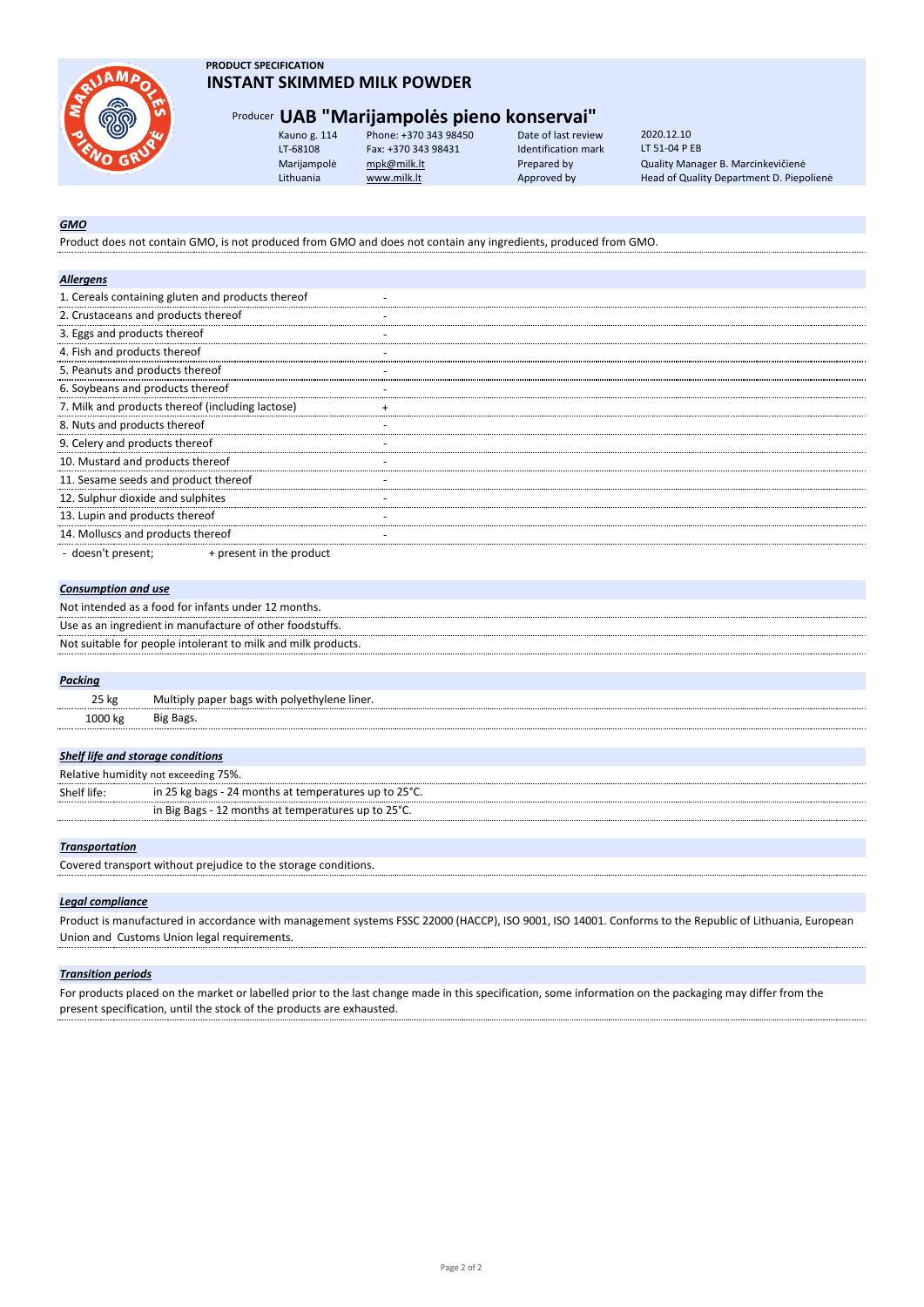**PRODUCT SPECIFICATION**

# INSTANT SKIMMED MILK POWDER

Producer **UAB "Marijampolės pieno konservai"**

| | | | |
|---|---|---|---|
| Kauno g. 114 | Phone: +370 343 98450 | Date of last review | 2020.12.10 |
| LT-68108 | Fax: +370 343 98431 | Identification mark | LT 51-04 P EB |
| Marijampolė | mpk@milk.lt | Prepared by | Quality Manager B. Marcinkevičienė |
| Lithuania | www.milk.lt | Approved by | Head of Quality Department D. Piepolienė |

## *GMO*

Product does not contain GMO, is not produced from GMO and does not contain any ingredients, produced from GMO.

## *Allergens*

| | |
|---|---|
| 1. Cereals containing gluten and products thereof | - |
| 2. Crustaceans and products thereof | - |
| 3. Eggs and products thereof | - |
| 4. Fish and products thereof | - |
| 5. Peanuts and products thereof | - |
| 6. Soybeans and products thereof | - |
| 7. Milk and products thereof (including lactose) | + |
| 8. Nuts and products thereof | - |
| 9. Celery and products thereof | - |
| 10. Mustard and products thereof | - |
| 11. Sesame seeds and product thereof | - |
| 12. Sulphur dioxide and sulphites | - |
| 13. Lupin and products thereof | - |
| 14. Molluscs and products thereof | - |

- doesn't present; + present in the product

## *Consumption and use*

Not intended as a food for infants under 12 months.

Use as an ingredient in manufacture of other foodstuffs.

Not suitable for people intolerant to milk and milk products.

## *Packing*

| | |
|---|---|
| 25 kg | Multiply paper bags with polyethylene liner. |
| 1000 kg | Big Bags. |

## *Shelf life and storage conditions*

Relative humidity not exceeding 75%.

| | |
|---|---|
| Shelf life: | in 25 kg bags - 24 months at temperatures up to 25°C. |
| | in Big Bags - 12 months at temperatures up to 25°C. |

## *Transportation*

Covered transport without prejudice to the storage conditions.

## *Legal compliance*

Product is manufactured in accordance with management systems FSSC 22000 (HACCP), ISO 9001, ISO 14001. Conforms to the Republic of Lithuania, European Union and Customs Union legal requirements.

## *Transition periods*

For products placed on the market or labelled prior to the last change made in this specification, some information on the packaging may differ from the present specification, until the stock of the products are exhausted.